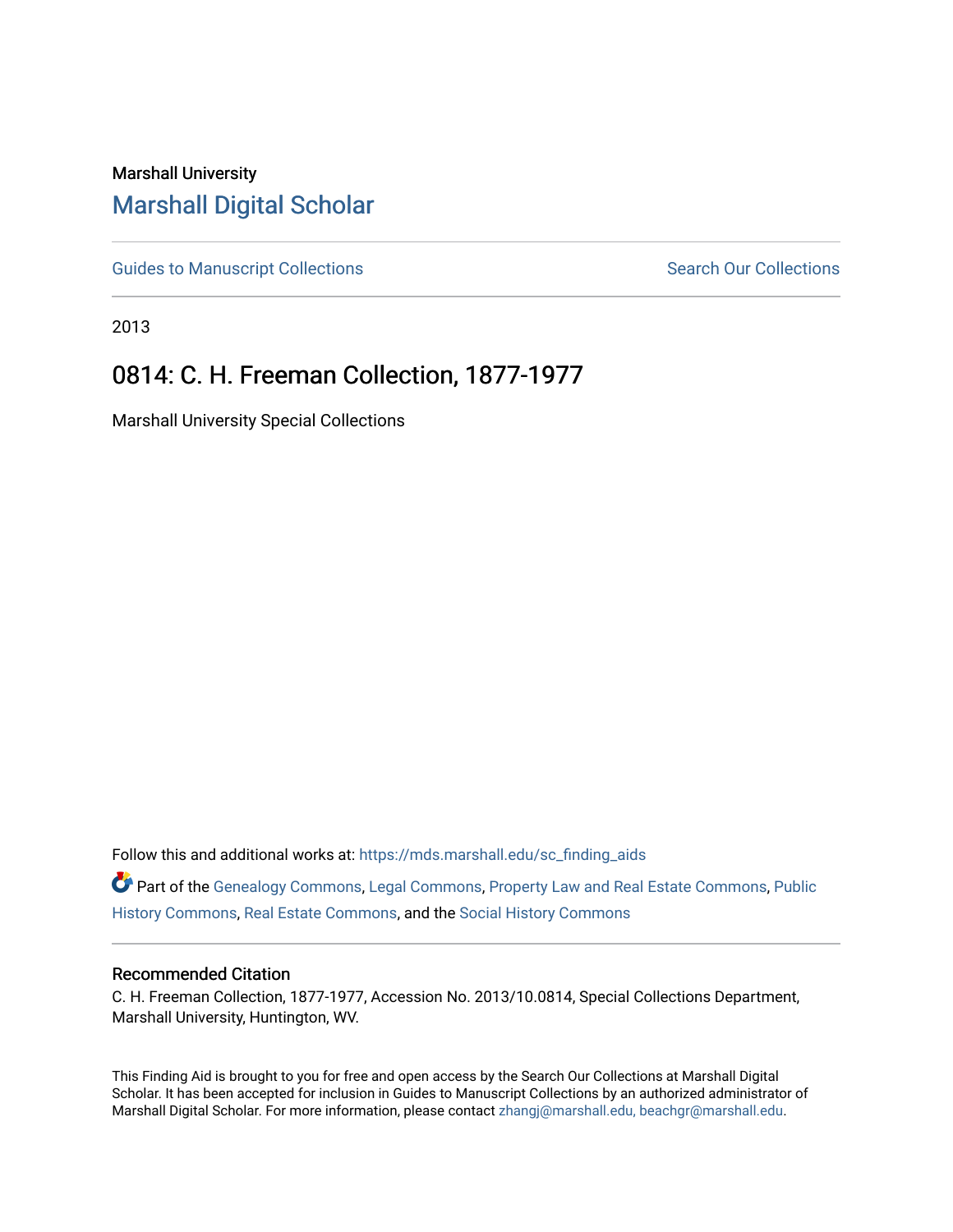Marshall University

# Marshall Digital Scholar

Guides to Manuscript Collections

Search Our Collections

2013

## 0814: C. H. Freeman Collection, 1877-1977

Marshall University Special Collections

Follow this and additional works at: https://mds.marshall.edu/sc_finding_aids

Part of the Genealogy Commons, Legal Commons, Property Law and Real Estate Commons, Public History Commons, Real Estate Commons, and the Social History Commons

### Recommended Citation

C. H. Freeman Collection, 1877-1977, Accession No. 2013/10.0814, Special Collections Department, Marshall University, Huntington, WV.

This Finding Aid is brought to you for free and open access by the Search Our Collections at Marshall Digital Scholar. It has been accepted for inclusion in Guides to Manuscript Collections by an authorized administrator of Marshall Digital Scholar. For more information, please contact zhangj@marshall.edu, beachgr@marshall.edu.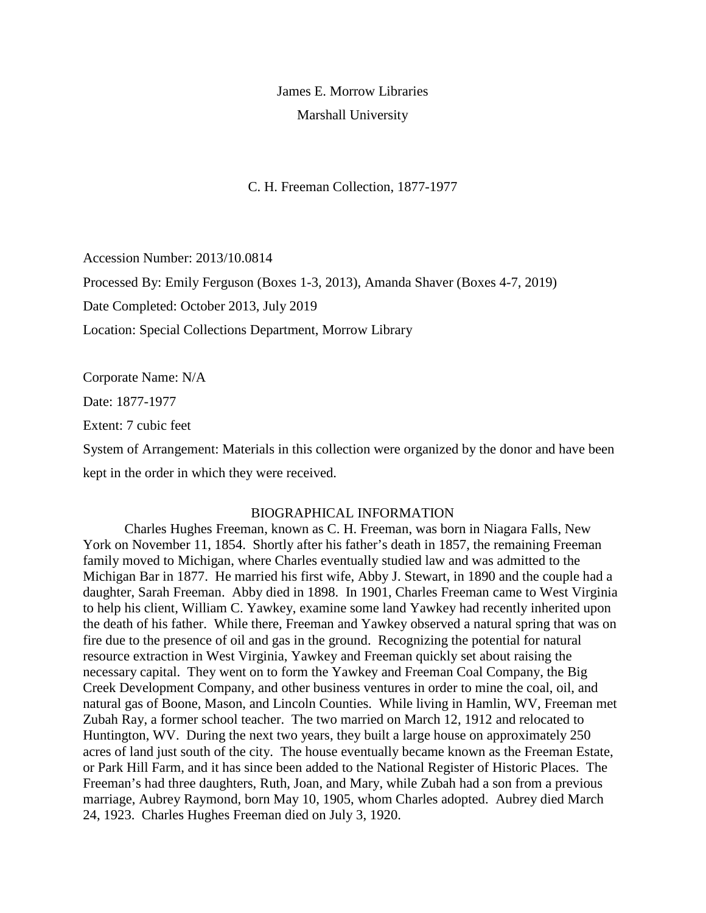James E. Morrow Libraries

Marshall University

C. H. Freeman Collection, 1877-1977

Accession Number: 2013/10.0814

Processed By: Emily Ferguson (Boxes 1-3, 2013), Amanda Shaver (Boxes 4-7, 2019)

Date Completed: October 2013, July 2019

Location: Special Collections Department, Morrow Library

Corporate Name: N/A

Date: 1877-1977

Extent: 7 cubic feet

System of Arrangement: Materials in this collection were organized by the donor and have been kept in the order in which they were received.

## BIOGRAPHICAL INFORMATION

Charles Hughes Freeman, known as C. H. Freeman, was born in Niagara Falls, New York on November 11, 1854. Shortly after his father's death in 1857, the remaining Freeman family moved to Michigan, where Charles eventually studied law and was admitted to the Michigan Bar in 1877. He married his first wife, Abby J. Stewart, in 1890 and the couple had a daughter, Sarah Freeman. Abby died in 1898. In 1901, Charles Freeman came to West Virginia to help his client, William C. Yawkey, examine some land Yawkey had recently inherited upon the death of his father. While there, Freeman and Yawkey observed a natural spring that was on fire due to the presence of oil and gas in the ground. Recognizing the potential for natural resource extraction in West Virginia, Yawkey and Freeman quickly set about raising the necessary capital. They went on to form the Yawkey and Freeman Coal Company, the Big Creek Development Company, and other business ventures in order to mine the coal, oil, and natural gas of Boone, Mason, and Lincoln Counties. While living in Hamlin, WV, Freeman met Zubah Ray, a former school teacher. The two married on March 12, 1912 and relocated to Huntington, WV. During the next two years, they built a large house on approximately 250 acres of land just south of the city. The house eventually became known as the Freeman Estate, or Park Hill Farm, and it has since been added to the National Register of Historic Places. The Freeman's had three daughters, Ruth, Joan, and Mary, while Zubah had a son from a previous marriage, Aubrey Raymond, born May 10, 1905, whom Charles adopted. Aubrey died March 24, 1923. Charles Hughes Freeman died on July 3, 1920.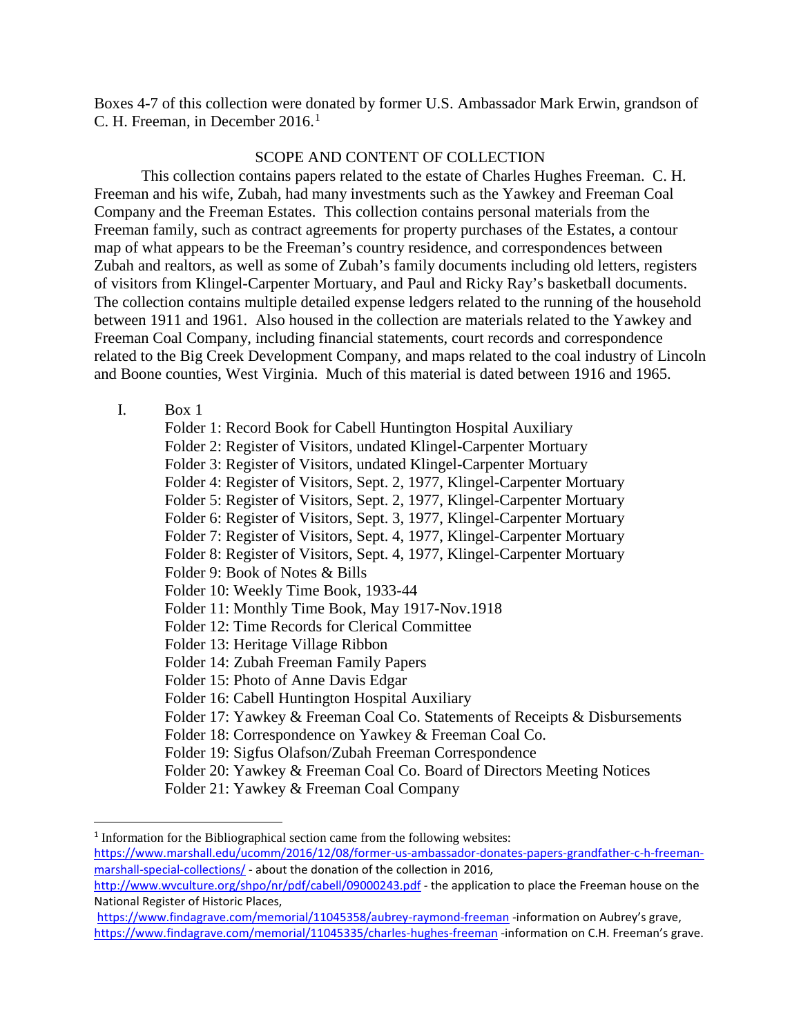Boxes 4-7 of this collection were donated by former U.S. Ambassador Mark Erwin, grandson of C. H. Freeman, in December 2016.[1]

## SCOPE AND CONTENT OF COLLECTION

This collection contains papers related to the estate of Charles Hughes Freeman. C. H. Freeman and his wife, Zubah, had many investments such as the Yawkey and Freeman Coal Company and the Freeman Estates. This collection contains personal materials from the Freeman family, such as contract agreements for property purchases of the Estates, a contour map of what appears to be the Freeman's country residence, and correspondences between Zubah and realtors, as well as some of Zubah's family documents including old letters, registers of visitors from Klingel-Carpenter Mortuary, and Paul and Ricky Ray's basketball documents. The collection contains multiple detailed expense ledgers related to the running of the household between 1911 and 1961. Also housed in the collection are materials related to the Yawkey and Freeman Coal Company, including financial statements, court records and correspondence related to the Big Creek Development Company, and maps related to the coal industry of Lincoln and Boone counties, West Virginia. Much of this material is dated between 1916 and 1965.

I. Box 1

- Folder 1: Record Book for Cabell Huntington Hospital Auxiliary
- Folder 2: Register of Visitors, undated Klingel-Carpenter Mortuary
- Folder 3: Register of Visitors, undated Klingel-Carpenter Mortuary
- Folder 4: Register of Visitors, Sept. 2, 1977, Klingel-Carpenter Mortuary
- Folder 5: Register of Visitors, Sept. 2, 1977, Klingel-Carpenter Mortuary
- Folder 6: Register of Visitors, Sept. 3, 1977, Klingel-Carpenter Mortuary
- Folder 7: Register of Visitors, Sept. 4, 1977, Klingel-Carpenter Mortuary
- Folder 8: Register of Visitors, Sept. 4, 1977, Klingel-Carpenter Mortuary
- Folder 9: Book of Notes & Bills
- Folder 10: Weekly Time Book, 1933-44
- Folder 11: Monthly Time Book, May 1917-Nov.1918
- Folder 12: Time Records for Clerical Committee
- Folder 13: Heritage Village Ribbon
- Folder 14: Zubah Freeman Family Papers
- Folder 15: Photo of Anne Davis Edgar
- Folder 16: Cabell Huntington Hospital Auxiliary
- Folder 17: Yawkey & Freeman Coal Co. Statements of Receipts & Disbursements
- Folder 18: Correspondence on Yawkey & Freeman Coal Co.
- Folder 19: Sigfus Olafson/Zubah Freeman Correspondence
- Folder 20: Yawkey & Freeman Coal Co. Board of Directors Meeting Notices
- Folder 21: Yawkey & Freeman Coal Company

---

[1] Information for the Bibliographical section came from the following websites:
https://www.marshall.edu/ucomm/2016/12/08/former-us-ambassador-donates-papers-grandfather-c-h-freeman-marshall-special-collections/ - about the donation of the collection in 2016,
http://www.wvculture.org/shpo/nr/pdf/cabell/09000243.pdf - the application to place the Freeman house on the National Register of Historic Places,
https://www.findagrave.com/memorial/11045358/aubrey-raymond-freeman -information on Aubrey's grave,
https://www.findagrave.com/memorial/11045335/charles-hughes-freeman -information on C.H. Freeman's grave.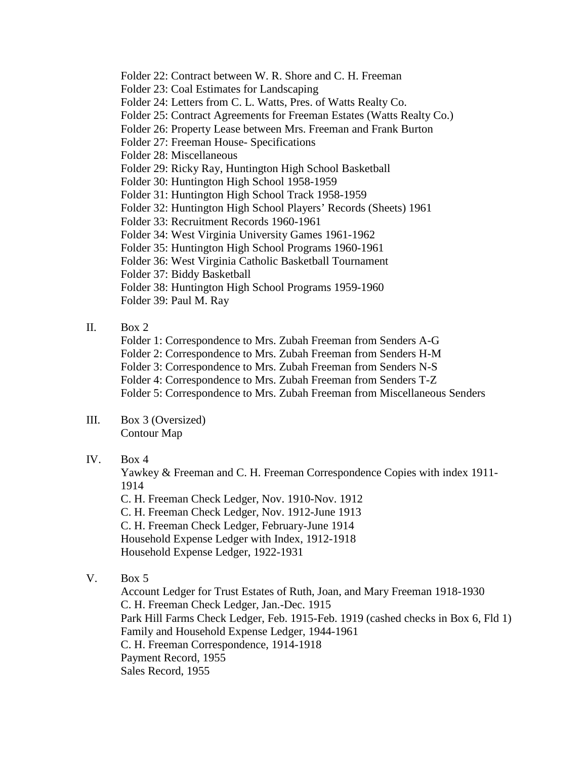Folder 22: Contract between W. R. Shore and C. H. Freeman
Folder 23: Coal Estimates for Landscaping
Folder 24: Letters from C. L. Watts, Pres. of Watts Realty Co.
Folder 25: Contract Agreements for Freeman Estates (Watts Realty Co.)
Folder 26: Property Lease between Mrs. Freeman and Frank Burton
Folder 27: Freeman House- Specifications
Folder 28: Miscellaneous
Folder 29: Ricky Ray, Huntington High School Basketball
Folder 30: Huntington High School 1958-1959
Folder 31: Huntington High School Track 1958-1959
Folder 32: Huntington High School Players' Records (Sheets) 1961
Folder 33: Recruitment Records 1960-1961
Folder 34: West Virginia University Games 1961-1962
Folder 35: Huntington High School Programs 1960-1961
Folder 36: West Virginia Catholic Basketball Tournament
Folder 37: Biddy Basketball
Folder 38: Huntington High School Programs 1959-1960
Folder 39: Paul M. Ray

II. Box 2
Folder 1: Correspondence to Mrs. Zubah Freeman from Senders A-G
Folder 2: Correspondence to Mrs. Zubah Freeman from Senders H-M
Folder 3: Correspondence to Mrs. Zubah Freeman from Senders N-S
Folder 4: Correspondence to Mrs. Zubah Freeman from Senders T-Z
Folder 5: Correspondence to Mrs. Zubah Freeman from Miscellaneous Senders

III. Box 3 (Oversized)
Contour Map

IV. Box 4
Yawkey & Freeman and C. H. Freeman Correspondence Copies with index 1911-1914
C. H. Freeman Check Ledger, Nov. 1910-Nov. 1912
C. H. Freeman Check Ledger, Nov. 1912-June 1913
C. H. Freeman Check Ledger, February-June 1914
Household Expense Ledger with Index, 1912-1918
Household Expense Ledger, 1922-1931

V. Box 5
Account Ledger for Trust Estates of Ruth, Joan, and Mary Freeman 1918-1930
C. H. Freeman Check Ledger, Jan.-Dec. 1915
Park Hill Farms Check Ledger, Feb. 1915-Feb. 1919 (cashed checks in Box 6, Fld 1)
Family and Household Expense Ledger, 1944-1961
C. H. Freeman Correspondence, 1914-1918
Payment Record, 1955
Sales Record, 1955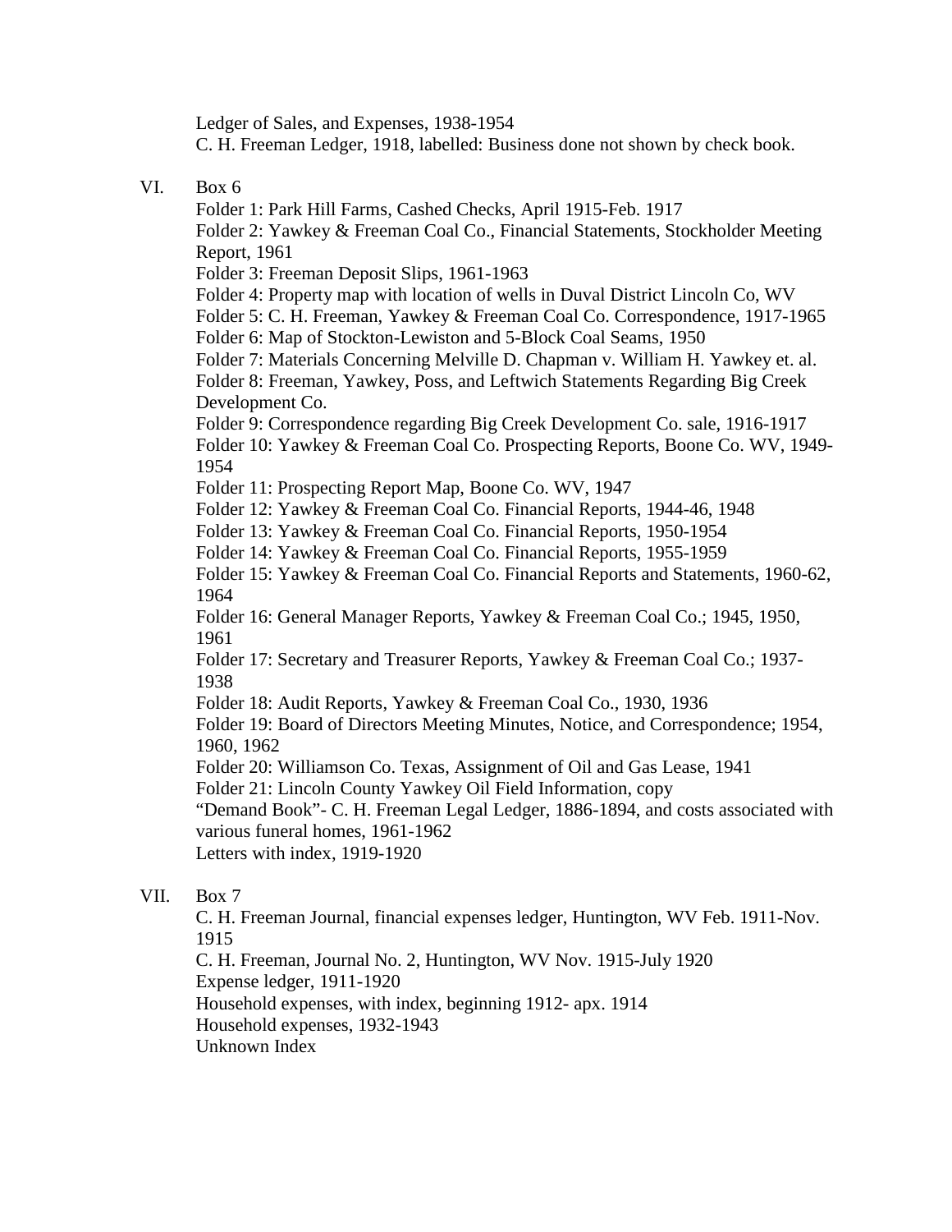Ledger of Sales, and Expenses, 1938-1954
C. H. Freeman Ledger, 1918, labelled: Business done not shown by check book.

VI. Box 6

Folder 1: Park Hill Farms, Cashed Checks, April 1915-Feb. 1917
Folder 2: Yawkey & Freeman Coal Co., Financial Statements, Stockholder Meeting Report, 1961
Folder 3: Freeman Deposit Slips, 1961-1963
Folder 4: Property map with location of wells in Duval District Lincoln Co, WV
Folder 5: C. H. Freeman, Yawkey & Freeman Coal Co. Correspondence, 1917-1965
Folder 6: Map of Stockton-Lewiston and 5-Block Coal Seams, 1950
Folder 7: Materials Concerning Melville D. Chapman v. William H. Yawkey et. al.
Folder 8: Freeman, Yawkey, Poss, and Leftwich Statements Regarding Big Creek Development Co.
Folder 9: Correspondence regarding Big Creek Development Co. sale, 1916-1917
Folder 10: Yawkey & Freeman Coal Co. Prospecting Reports, Boone Co. WV, 1949-1954
Folder 11: Prospecting Report Map, Boone Co. WV, 1947
Folder 12: Yawkey & Freeman Coal Co. Financial Reports, 1944-46, 1948
Folder 13: Yawkey & Freeman Coal Co. Financial Reports, 1950-1954
Folder 14: Yawkey & Freeman Coal Co. Financial Reports, 1955-1959
Folder 15: Yawkey & Freeman Coal Co. Financial Reports and Statements, 1960-62, 1964
Folder 16: General Manager Reports, Yawkey & Freeman Coal Co.; 1945, 1950, 1961
Folder 17: Secretary and Treasurer Reports, Yawkey & Freeman Coal Co.; 1937-1938
Folder 18: Audit Reports, Yawkey & Freeman Coal Co., 1930, 1936
Folder 19: Board of Directors Meeting Minutes, Notice, and Correspondence; 1954, 1960, 1962
Folder 20: Williamson Co. Texas, Assignment of Oil and Gas Lease, 1941
Folder 21: Lincoln County Yawkey Oil Field Information, copy
"Demand Book"- C. H. Freeman Legal Ledger, 1886-1894, and costs associated with various funeral homes, 1961-1962
Letters with index, 1919-1920

VII. Box 7

C. H. Freeman Journal, financial expenses ledger, Huntington, WV Feb. 1911-Nov. 1915
C. H. Freeman, Journal No. 2, Huntington, WV Nov. 1915-July 1920
Expense ledger, 1911-1920
Household expenses, with index, beginning 1912- apx. 1914
Household expenses, 1932-1943
Unknown Index